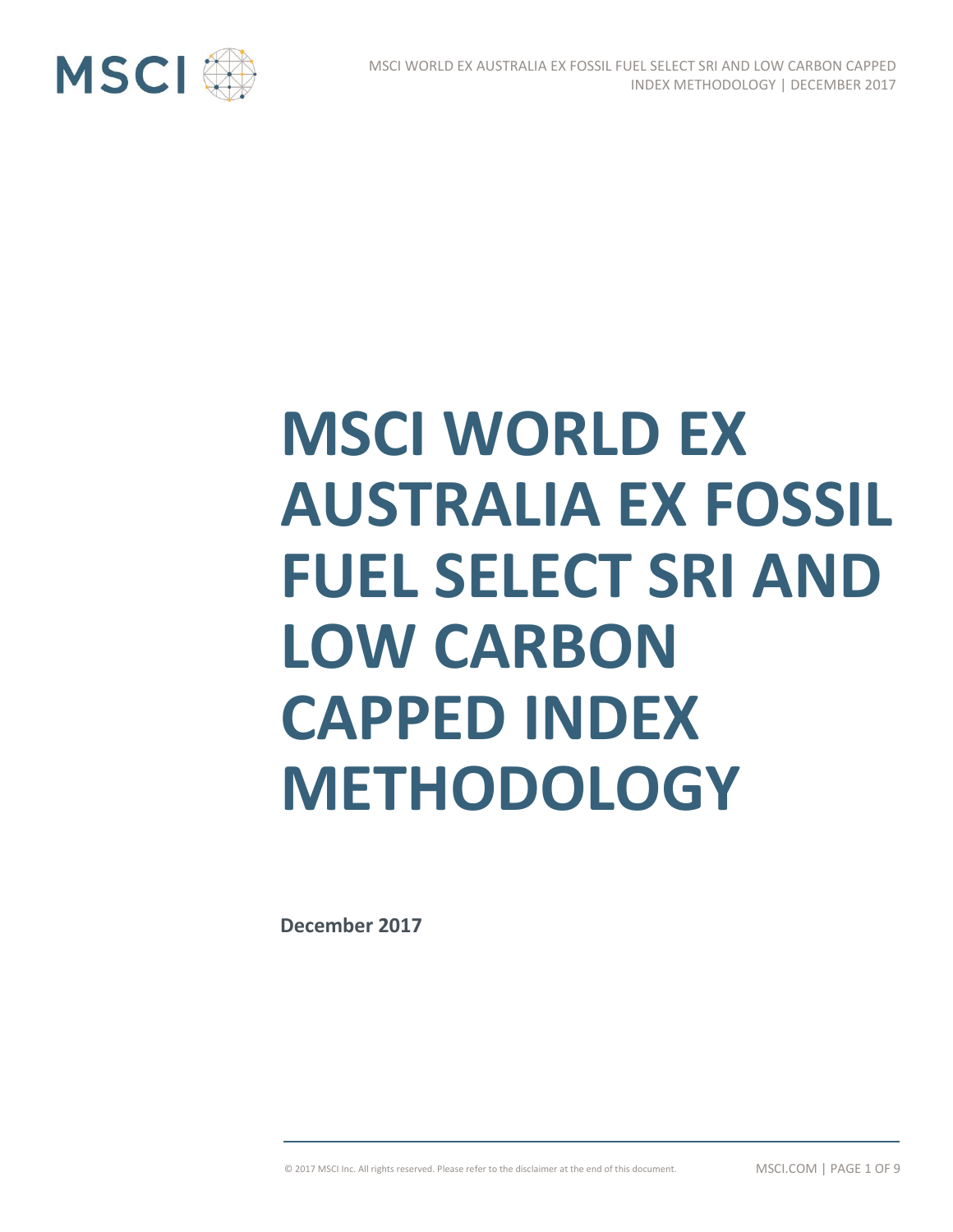# MSCI WORLD EX AUSTRALIA EX FOSSIL FUEL SELECT SRI AND LOW CARBON CAPPED INDEX METHODOLOGY

**December 2017**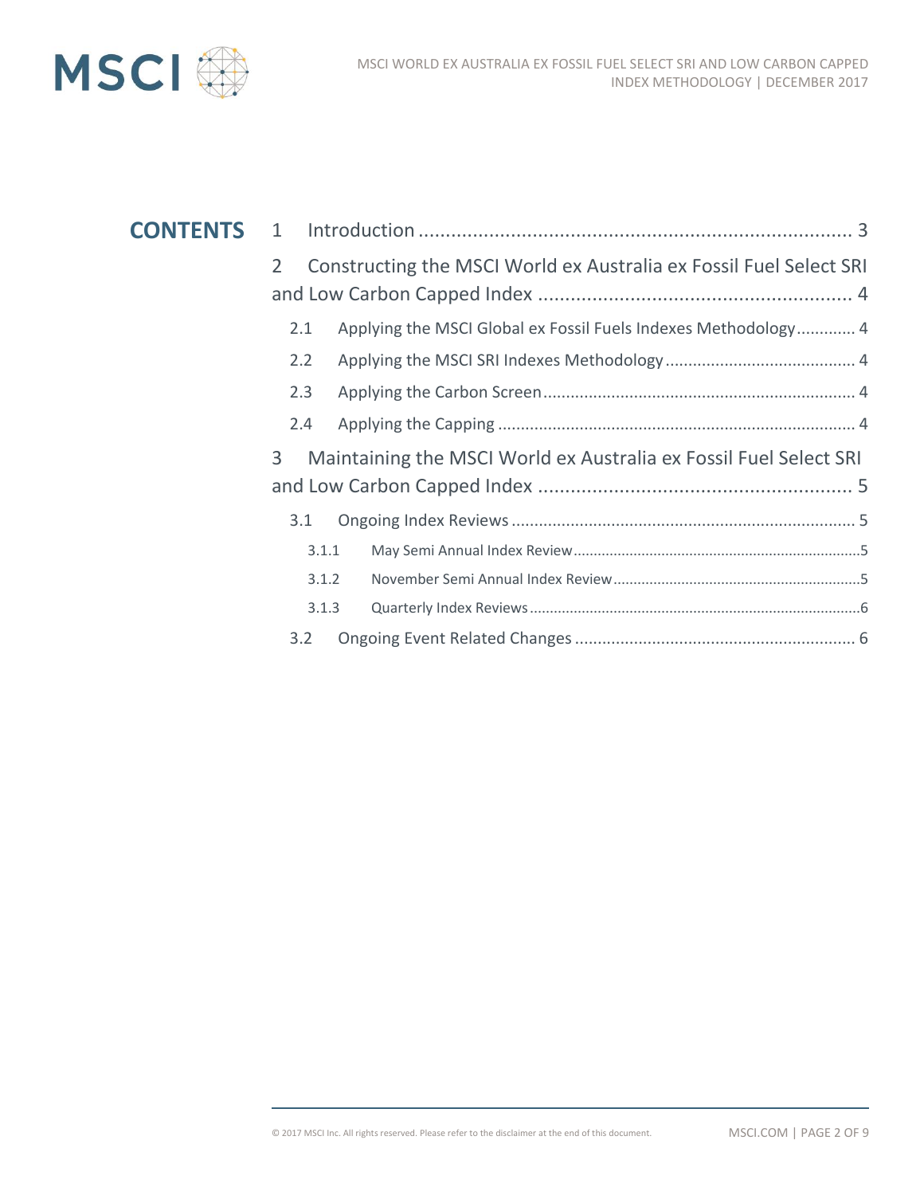# CONTENTS

1 Introduction ................................................................................ 3

2 Constructing the MSCI World ex Australia ex Fossil Fuel Select SRI and Low Carbon Capped Index ........................................................ 4

2.1 Applying the MSCI Global ex Fossil Fuels Indexes Methodology............ 4

2.2 Applying the MSCI SRI Indexes Methodology ......................................... 4

2.3 Applying the Carbon Screen .................................................................... 4

2.4 Applying the Capping ............................................................................... 4

3 Maintaining the MSCI World ex Australia ex Fossil Fuel Select SRI and Low Carbon Capped Index ........................................................ 5

3.1 Ongoing Index Reviews ........................................................................... 5

3.1.1 May Semi Annual Index Review .......................................................................5

3.1.2 November Semi Annual Index Review .............................................................5

3.1.3 Quarterly Index Reviews ..................................................................................6

3.2 Ongoing Event Related Changes ............................................................. 6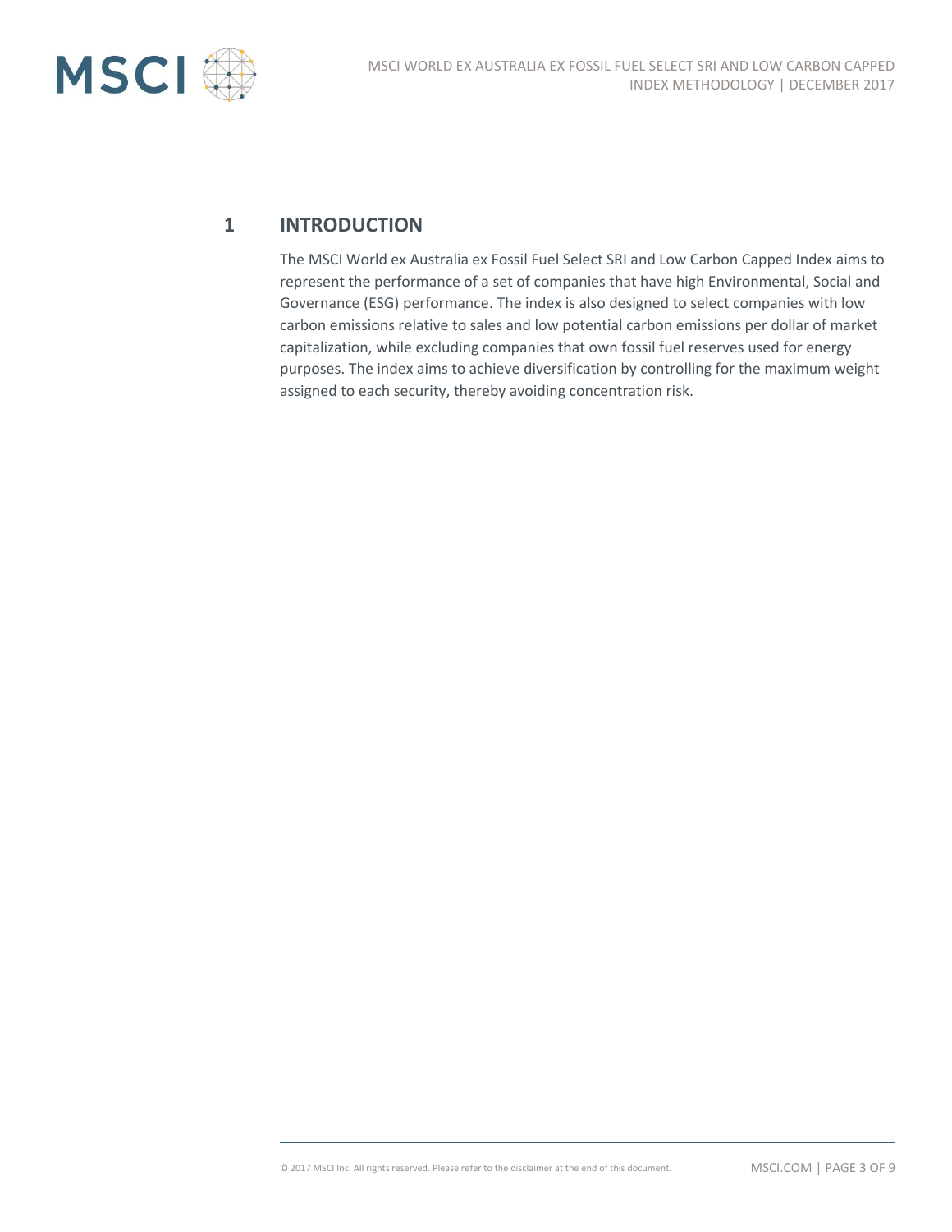# 1 INTRODUCTION

The MSCI World ex Australia ex Fossil Fuel Select SRI and Low Carbon Capped Index aims to represent the performance of a set of companies that have high Environmental, Social and Governance (ESG) performance. The index is also designed to select companies with low carbon emissions relative to sales and low potential carbon emissions per dollar of market capitalization, while excluding companies that own fossil fuel reserves used for energy purposes. The index aims to achieve diversification by controlling for the maximum weight assigned to each security, thereby avoiding concentration risk.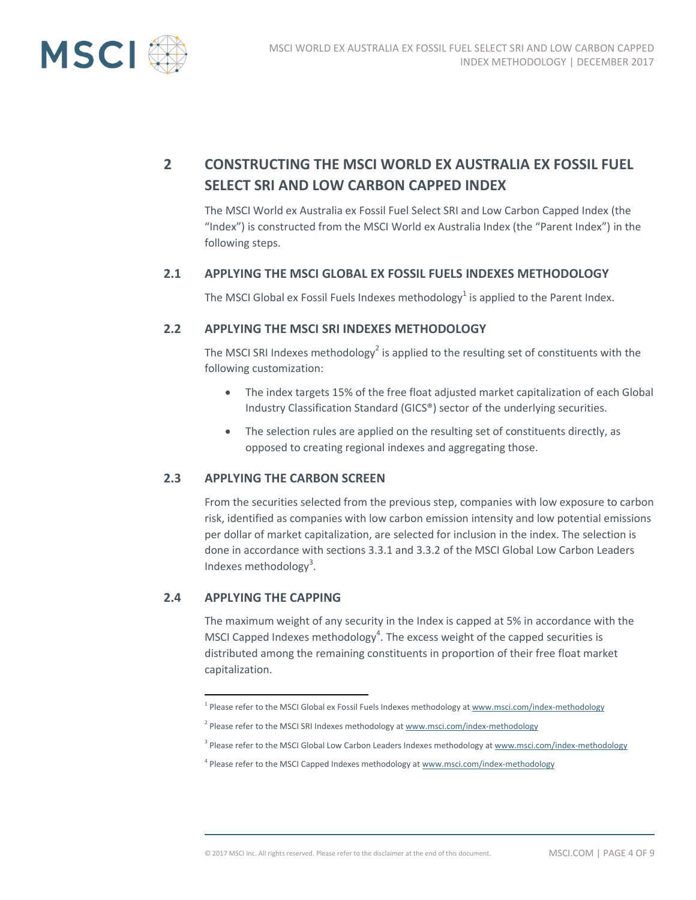## 2 CONSTRUCTING THE MSCI WORLD EX AUSTRALIA EX FOSSIL FUEL SELECT SRI AND LOW CARBON CAPPED INDEX

The MSCI World ex Australia ex Fossil Fuel Select SRI and Low Carbon Capped Index (the "Index") is constructed from the MSCI World ex Australia Index (the "Parent Index") in the following steps.

### 2.1 APPLYING THE MSCI GLOBAL EX FOSSIL FUELS INDEXES METHODOLOGY

The MSCI Global ex Fossil Fuels Indexes methodology[1] is applied to the Parent Index.

### 2.2 APPLYING THE MSCI SRI INDEXES METHODOLOGY

The MSCI SRI Indexes methodology[2] is applied to the resulting set of constituents with the following customization:

- The index targets 15% of the free float adjusted market capitalization of each Global Industry Classification Standard (GICS®) sector of the underlying securities.
- The selection rules are applied on the resulting set of constituents directly, as opposed to creating regional indexes and aggregating those.

### 2.3 APPLYING THE CARBON SCREEN

From the securities selected from the previous step, companies with low exposure to carbon risk, identified as companies with low carbon emission intensity and low potential emissions per dollar of market capitalization, are selected for inclusion in the index. The selection is done in accordance with sections 3.3.1 and 3.3.2 of the MSCI Global Low Carbon Leaders Indexes methodology[3].

### 2.4 APPLYING THE CAPPING

The maximum weight of any security in the Index is capped at 5% in accordance with the MSCI Capped Indexes methodology[4]. The excess weight of the capped securities is distributed among the remaining constituents in proportion of their free float market capitalization.

---

[1] Please refer to the MSCI Global ex Fossil Fuels Indexes methodology at www.msci.com/index-methodology

[2] Please refer to the MSCI SRI Indexes methodology at www.msci.com/index-methodology

[3] Please refer to the MSCI Global Low Carbon Leaders Indexes methodology at www.msci.com/index-methodology

[4] Please refer to the MSCI Capped Indexes methodology at www.msci.com/index-methodology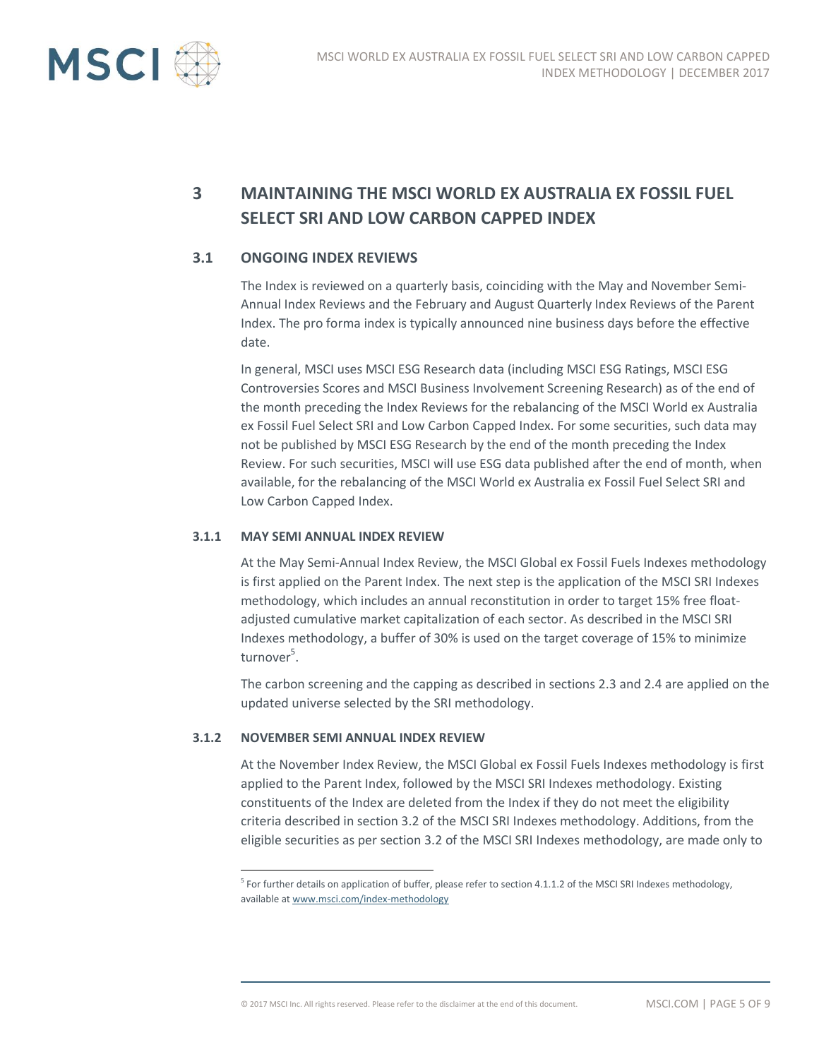# 3 MAINTAINING THE MSCI WORLD EX AUSTRALIA EX FOSSIL FUEL SELECT SRI AND LOW CARBON CAPPED INDEX

## 3.1 ONGOING INDEX REVIEWS

The Index is reviewed on a quarterly basis, coinciding with the May and November Semi-Annual Index Reviews and the February and August Quarterly Index Reviews of the Parent Index. The pro forma index is typically announced nine business days before the effective date.

In general, MSCI uses MSCI ESG Research data (including MSCI ESG Ratings, MSCI ESG Controversies Scores and MSCI Business Involvement Screening Research) as of the end of the month preceding the Index Reviews for the rebalancing of the MSCI World ex Australia ex Fossil Fuel Select SRI and Low Carbon Capped Index. For some securities, such data may not be published by MSCI ESG Research by the end of the month preceding the Index Review. For such securities, MSCI will use ESG data published after the end of month, when available, for the rebalancing of the MSCI World ex Australia ex Fossil Fuel Select SRI and Low Carbon Capped Index.

### 3.1.1 MAY SEMI ANNUAL INDEX REVIEW

At the May Semi-Annual Index Review, the MSCI Global ex Fossil Fuels Indexes methodology is first applied on the Parent Index. The next step is the application of the MSCI SRI Indexes methodology, which includes an annual reconstitution in order to target 15% free float-adjusted cumulative market capitalization of each sector. As described in the MSCI SRI Indexes methodology, a buffer of 30% is used on the target coverage of 15% to minimize turnover[5].

The carbon screening and the capping as described in sections 2.3 and 2.4 are applied on the updated universe selected by the SRI methodology.

### 3.1.2 NOVEMBER SEMI ANNUAL INDEX REVIEW

At the November Index Review, the MSCI Global ex Fossil Fuels Indexes methodology is first applied to the Parent Index, followed by the MSCI SRI Indexes methodology. Existing constituents of the Index are deleted from the Index if they do not meet the eligibility criteria described in section 3.2 of the MSCI SRI Indexes methodology. Additions, from the eligible securities as per section 3.2 of the MSCI SRI Indexes methodology, are made only to

---

[5] For further details on application of buffer, please refer to section 4.1.1.2 of the MSCI SRI Indexes methodology, available at www.msci.com/index-methodology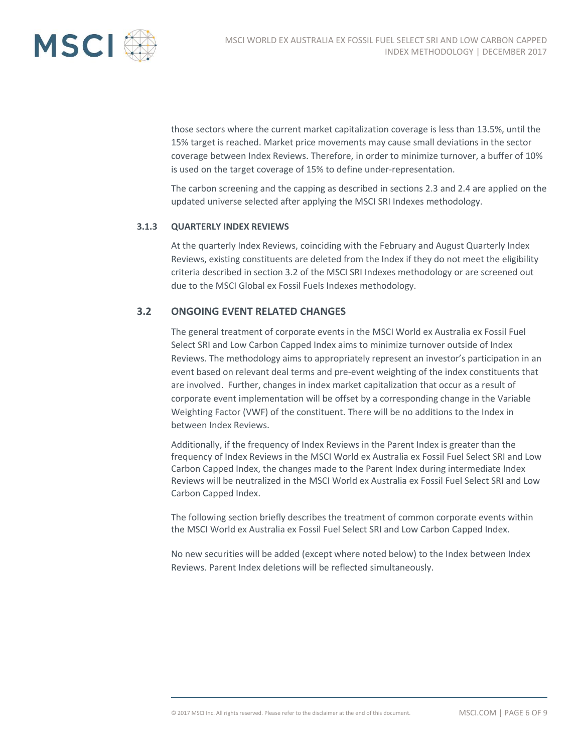those sectors where the current market capitalization coverage is less than 13.5%, until the 15% target is reached. Market price movements may cause small deviations in the sector coverage between Index Reviews. Therefore, in order to minimize turnover, a buffer of 10% is used on the target coverage of 15% to define under-representation.

The carbon screening and the capping as described in sections 2.3 and 2.4 are applied on the updated universe selected after applying the MSCI SRI Indexes methodology.

#### 3.1.3 QUARTERLY INDEX REVIEWS

At the quarterly Index Reviews, coinciding with the February and August Quarterly Index Reviews, existing constituents are deleted from the Index if they do not meet the eligibility criteria described in section 3.2 of the MSCI SRI Indexes methodology or are screened out due to the MSCI Global ex Fossil Fuels Indexes methodology.

### 3.2 ONGOING EVENT RELATED CHANGES

The general treatment of corporate events in the MSCI World ex Australia ex Fossil Fuel Select SRI and Low Carbon Capped Index aims to minimize turnover outside of Index Reviews. The methodology aims to appropriately represent an investor's participation in an event based on relevant deal terms and pre-event weighting of the index constituents that are involved. Further, changes in index market capitalization that occur as a result of corporate event implementation will be offset by a corresponding change in the Variable Weighting Factor (VWF) of the constituent. There will be no additions to the Index in between Index Reviews.

Additionally, if the frequency of Index Reviews in the Parent Index is greater than the frequency of Index Reviews in the MSCI World ex Australia ex Fossil Fuel Select SRI and Low Carbon Capped Index, the changes made to the Parent Index during intermediate Index Reviews will be neutralized in the MSCI World ex Australia ex Fossil Fuel Select SRI and Low Carbon Capped Index.

The following section briefly describes the treatment of common corporate events within the MSCI World ex Australia ex Fossil Fuel Select SRI and Low Carbon Capped Index.

No new securities will be added (except where noted below) to the Index between Index Reviews. Parent Index deletions will be reflected simultaneously.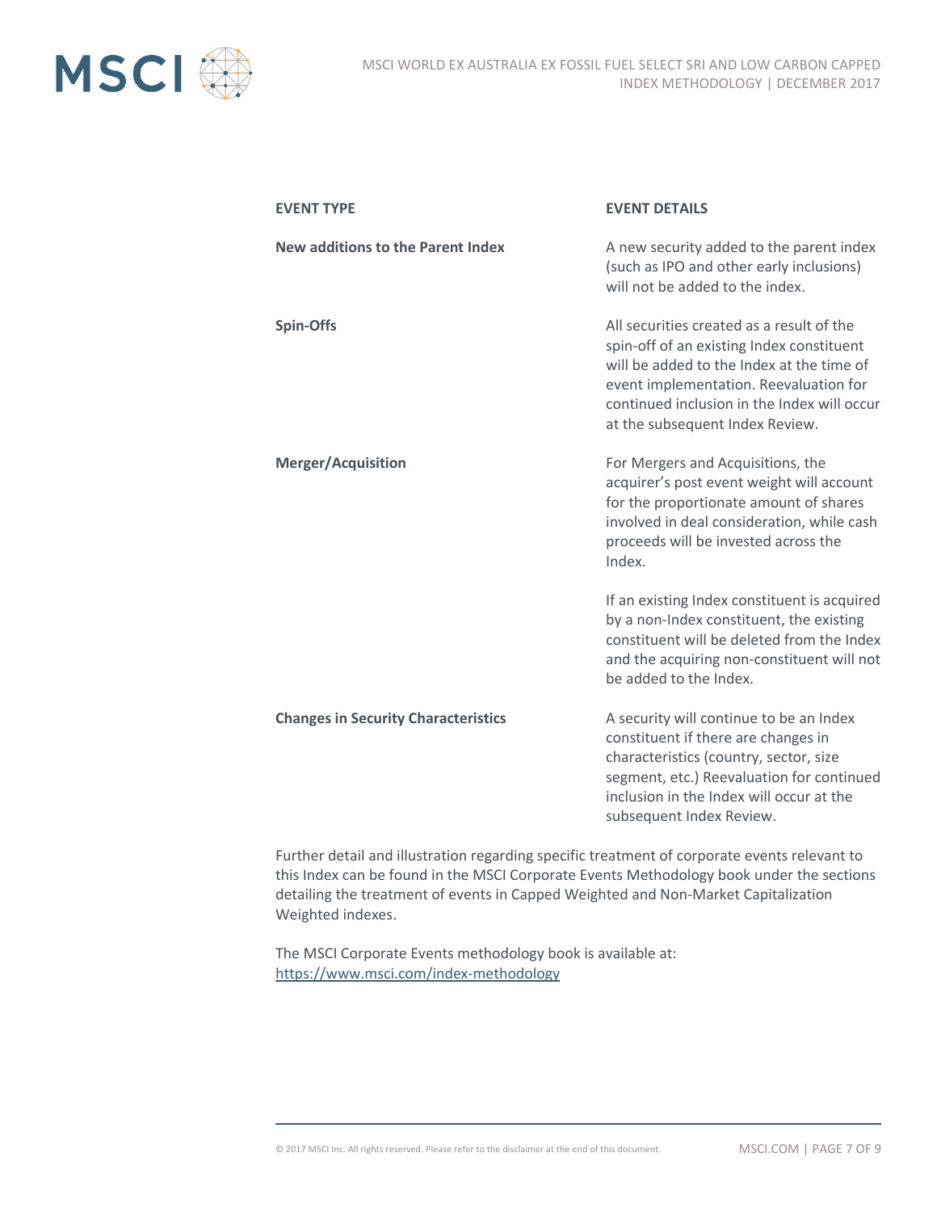| EVENT TYPE | EVENT DETAILS |
| --- | --- |
| **New additions to the Parent Index** | A new security added to the parent index (such as IPO and other early inclusions) will not be added to the index. |
| **Spin-Offs** | All securities created as a result of the spin-off of an existing Index constituent will be added to the Index at the time of event implementation. Reevaluation for continued inclusion in the Index will occur at the subsequent Index Review. |
| **Merger/Acquisition** | For Mergers and Acquisitions, the acquirer's post event weight will account for the proportionate amount of shares involved in deal consideration, while cash proceeds will be invested across the Index.<br><br>If an existing Index constituent is acquired by a non-Index constituent, the existing constituent will be deleted from the Index and the acquiring non-constituent will not be added to the Index. |
| **Changes in Security Characteristics** | A security will continue to be an Index constituent if there are changes in characteristics (country, sector, size segment, etc.) Reevaluation for continued inclusion in the Index will occur at the subsequent Index Review. |

Further detail and illustration regarding specific treatment of corporate events relevant to this Index can be found in the MSCI Corporate Events Methodology book under the sections detailing the treatment of events in Capped Weighted and Non-Market Capitalization Weighted indexes.

The MSCI Corporate Events methodology book is available at:
https://www.msci.com/index-methodology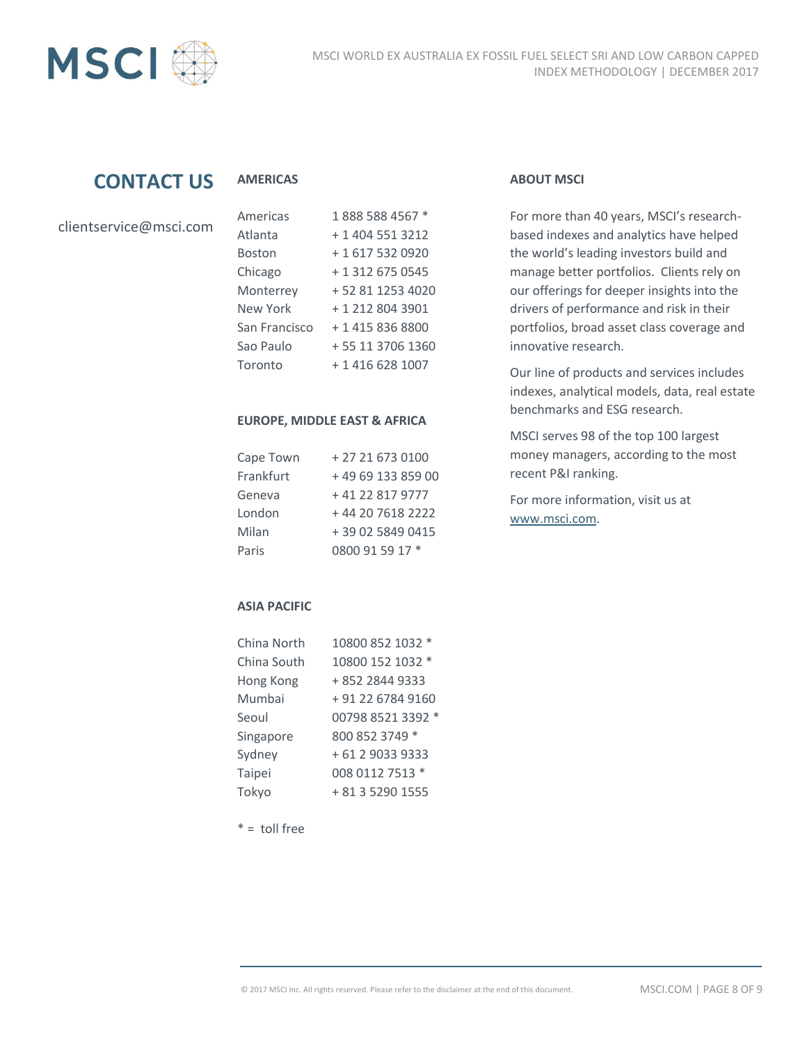# CONTACT US

clientservice@msci.com

## AMERICAS

| | |
|---|---|
| Americas | 1 888 588 4567 * |
| Atlanta | + 1 404 551 3212 |
| Boston | + 1 617 532 0920 |
| Chicago | + 1 312 675 0545 |
| Monterrey | + 52 81 1253 4020 |
| New York | + 1 212 804 3901 |
| San Francisco | + 1 415 836 8800 |
| Sao Paulo | + 55 11 3706 1360 |
| Toronto | + 1 416 628 1007 |

## EUROPE, MIDDLE EAST & AFRICA

| | |
|---|---|
| Cape Town | + 27 21 673 0100 |
| Frankfurt | + 49 69 133 859 00 |
| Geneva | + 41 22 817 9777 |
| London | + 44 20 7618 2222 |
| Milan | + 39 02 5849 0415 |
| Paris | 0800 91 59 17 * |

## ASIA PACIFIC

| | |
|---|---|
| China North | 10800 852 1032 * |
| China South | 10800 152 1032 * |
| Hong Kong | + 852 2844 9333 |
| Mumbai | + 91 22 6784 9160 |
| Seoul | 00798 8521 3392 * |
| Singapore | 800 852 3749 * |
| Sydney | + 61 2 9033 9333 |
| Taipei | 008 0112 7513 * |
| Tokyo | + 81 3 5290 1555 |

* = toll free

## ABOUT MSCI

For more than 40 years, MSCI's research-based indexes and analytics have helped the world's leading investors build and manage better portfolios. Clients rely on our offerings for deeper insights into the drivers of performance and risk in their portfolios, broad asset class coverage and innovative research.

Our line of products and services includes indexes, analytical models, data, real estate benchmarks and ESG research.

MSCI serves 98 of the top 100 largest money managers, according to the most recent P&I ranking.

For more information, visit us at www.msci.com.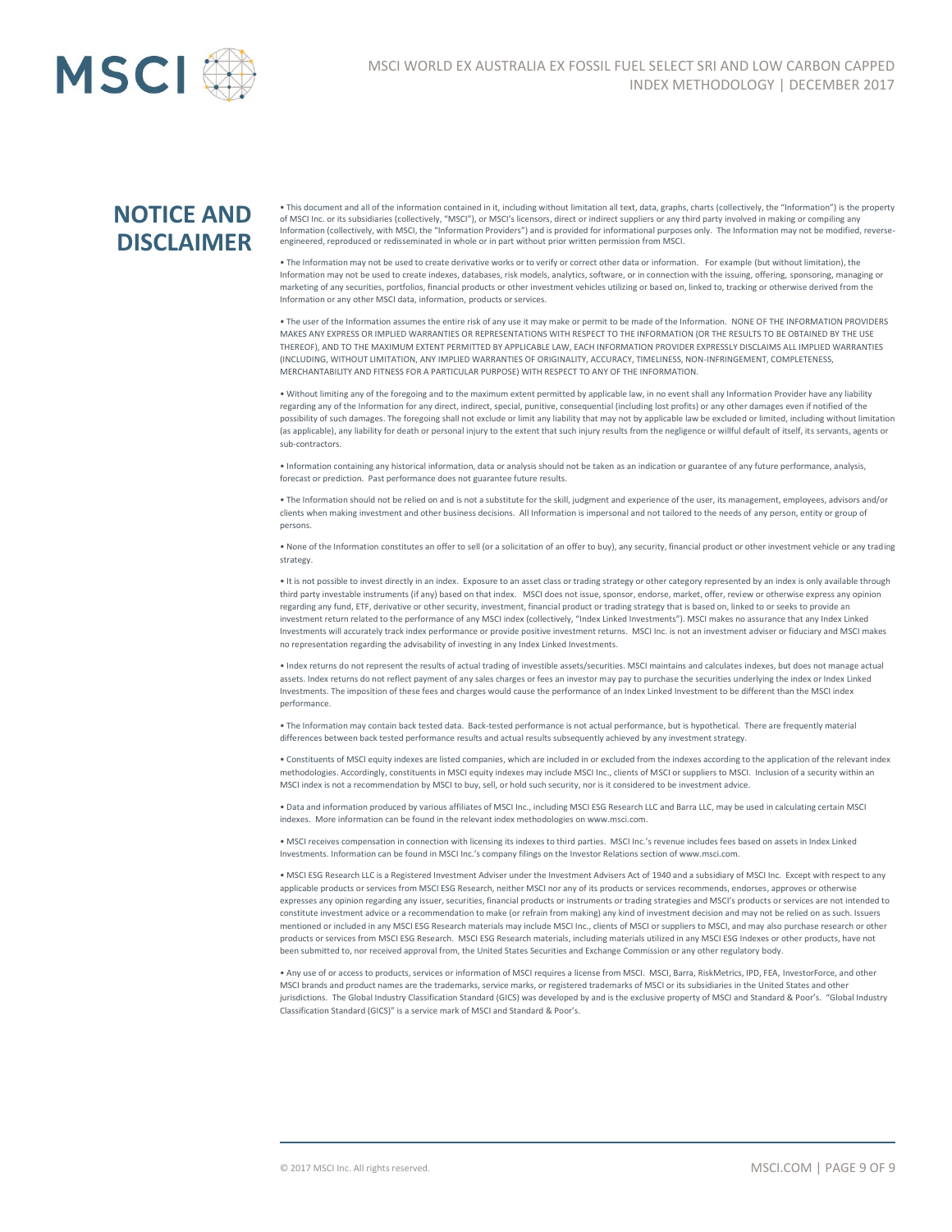# NOTICE AND DISCLAIMER

- This document and all of the information contained in it, including without limitation all text, data, graphs, charts (collectively, the "Information") is the property of MSCI Inc. or its subsidiaries (collectively, "MSCI"), or MSCI's licensors, direct or indirect suppliers or any third party involved in making or compiling any Information (collectively, with MSCI, the "Information Providers") and is provided for informational purposes only. The Information may not be modified, reverse-engineered, reproduced or redisseminated in whole or in part without prior written permission from MSCI.

- The Information may not be used to create derivative works or to verify or correct other data or information. For example (but without limitation), the Information may not be used to create indexes, databases, risk models, analytics, software, or in connection with the issuing, offering, sponsoring, managing or marketing of any securities, portfolios, financial products or other investment vehicles utilizing or based on, linked to, tracking or otherwise derived from the Information or any other MSCI data, information, products or services.

- The user of the Information assumes the entire risk of any use it may make or permit to be made of the Information. NONE OF THE INFORMATION PROVIDERS MAKES ANY EXPRESS OR IMPLIED WARRANTIES OR REPRESENTATIONS WITH RESPECT TO THE INFORMATION (OR THE RESULTS TO BE OBTAINED BY THE USE THEREOF), AND TO THE MAXIMUM EXTENT PERMITTED BY APPLICABLE LAW, EACH INFORMATION PROVIDER EXPRESSLY DISCLAIMS ALL IMPLIED WARRANTIES (INCLUDING, WITHOUT LIMITATION, ANY IMPLIED WARRANTIES OF ORIGINALITY, ACCURACY, TIMELINESS, NON-INFRINGEMENT, COMPLETENESS, MERCHANTABILITY AND FITNESS FOR A PARTICULAR PURPOSE) WITH RESPECT TO ANY OF THE INFORMATION.

- Without limiting any of the foregoing and to the maximum extent permitted by applicable law, in no event shall any Information Provider have any liability regarding any of the Information for any direct, indirect, special, punitive, consequential (including lost profits) or any other damages even if notified of the possibility of such damages. The foregoing shall not exclude or limit any liability that may not by applicable law be excluded or limited, including without limitation (as applicable), any liability for death or personal injury to the extent that such injury results from the negligence or willful default of itself, its servants, agents or sub-contractors.

- Information containing any historical information, data or analysis should not be taken as an indication or guarantee of any future performance, analysis, forecast or prediction. Past performance does not guarantee future results.

- The Information should not be relied on and is not a substitute for the skill, judgment and experience of the user, its management, employees, advisors and/or clients when making investment and other business decisions. All Information is impersonal and not tailored to the needs of any person, entity or group of persons.

- None of the Information constitutes an offer to sell (or a solicitation of an offer to buy), any security, financial product or other investment vehicle or any trading strategy.

- It is not possible to invest directly in an index. Exposure to an asset class or trading strategy or other category represented by an index is only available through third party investable instruments (if any) based on that index. MSCI does not issue, sponsor, endorse, market, offer, review or otherwise express any opinion regarding any fund, ETF, derivative or other security, investment, financial product or trading strategy that is based on, linked to or seeks to provide an investment return related to the performance of any MSCI index (collectively, "Index Linked Investments"). MSCI makes no assurance that any Index Linked Investments will accurately track index performance or provide positive investment returns. MSCI Inc. is not an investment adviser or fiduciary and MSCI makes no representation regarding the advisability of investing in any Index Linked Investments.

- Index returns do not represent the results of actual trading of investible assets/securities. MSCI maintains and calculates indexes, but does not manage actual assets. Index returns do not reflect payment of any sales charges or fees an investor may pay to purchase the securities underlying the index or Index Linked Investments. The imposition of these fees and charges would cause the performance of an Index Linked Investment to be different than the MSCI index performance.

- The Information may contain back tested data. Back-tested performance is not actual performance, but is hypothetical. There are frequently material differences between back tested performance results and actual results subsequently achieved by any investment strategy.

- Constituents of MSCI equity indexes are listed companies, which are included in or excluded from the indexes according to the application of the relevant index methodologies. Accordingly, constituents in MSCI equity indexes may include MSCI Inc., clients of MSCI or suppliers to MSCI. Inclusion of a security within an MSCI index is not a recommendation by MSCI to buy, sell, or hold such security, nor is it considered to be investment advice.

- Data and information produced by various affiliates of MSCI Inc., including MSCI ESG Research LLC and Barra LLC, may be used in calculating certain MSCI indexes. More information can be found in the relevant index methodologies on www.msci.com.

- MSCI receives compensation in connection with licensing its indexes to third parties. MSCI Inc.'s revenue includes fees based on assets in Index Linked Investments. Information can be found in MSCI Inc.'s company filings on the Investor Relations section of www.msci.com.

- MSCI ESG Research LLC is a Registered Investment Adviser under the Investment Advisers Act of 1940 and a subsidiary of MSCI Inc. Except with respect to any applicable products or services from MSCI ESG Research, neither MSCI nor any of its products or services recommends, endorses, approves or otherwise expresses any opinion regarding any issuer, securities, financial products or instruments or trading strategies and MSCI's products or services are not intended to constitute investment advice or a recommendation to make (or refrain from making) any kind of investment decision and may not be relied on as such. Issuers mentioned or included in any MSCI ESG Research materials may include MSCI Inc., clients of MSCI or suppliers to MSCI, and may also purchase research or other products or services from MSCI ESG Research. MSCI ESG Research materials, including materials utilized in any MSCI ESG Indexes or other products, have not been submitted to, nor received approval from, the United States Securities and Exchange Commission or any other regulatory body.

- Any use of or access to products, services or information of MSCI requires a license from MSCI. MSCI, Barra, RiskMetrics, IPD, FEA, InvestorForce, and other MSCI brands and product names are the trademarks, service marks, or registered trademarks of MSCI or its subsidiaries in the United States and other jurisdictions. The Global Industry Classification Standard (GICS) was developed by and is the exclusive property of MSCI and Standard & Poor's. "Global Industry Classification Standard (GICS)" is a service mark of MSCI and Standard & Poor's.

© 2017 MSCI Inc. All rights reserved.